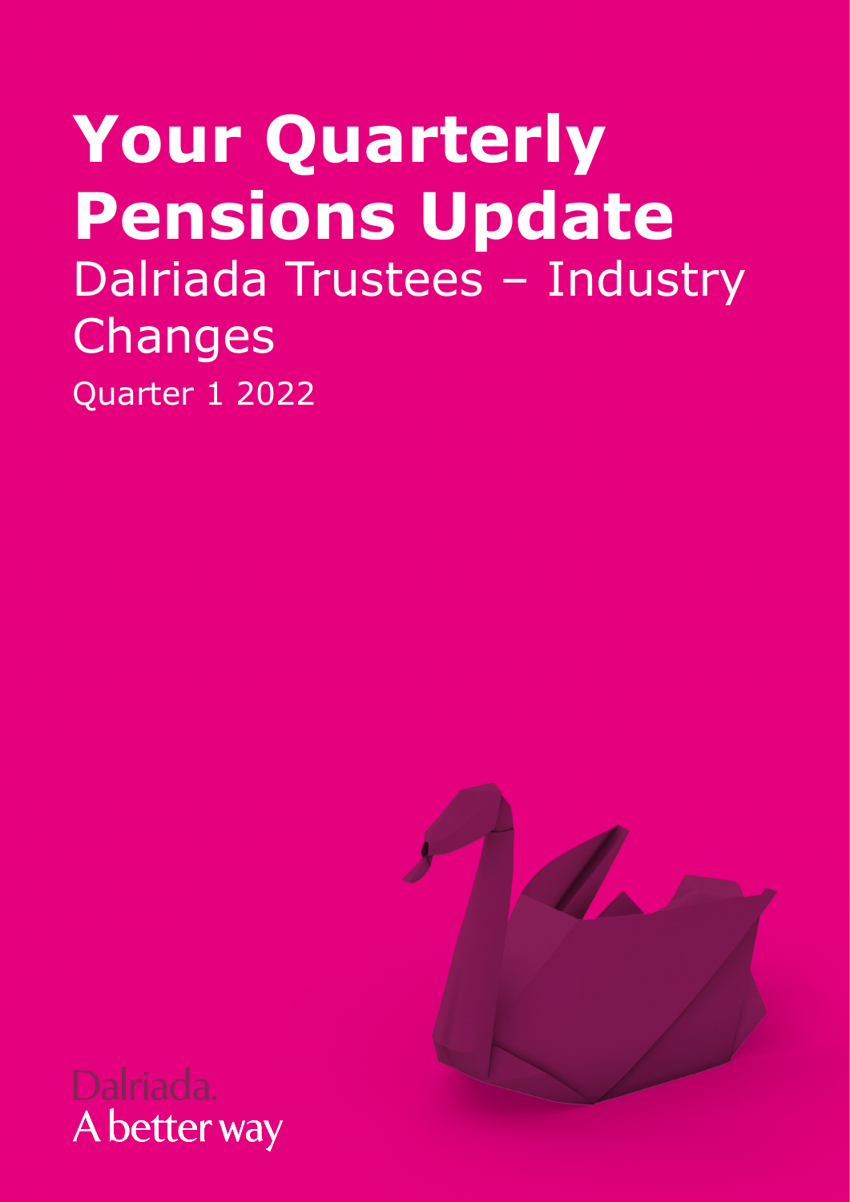# Your Quarterly Pensions Update

## Dalriada Trustees – Industry Changes

Quarter 1 2022

Dalriada.
A better way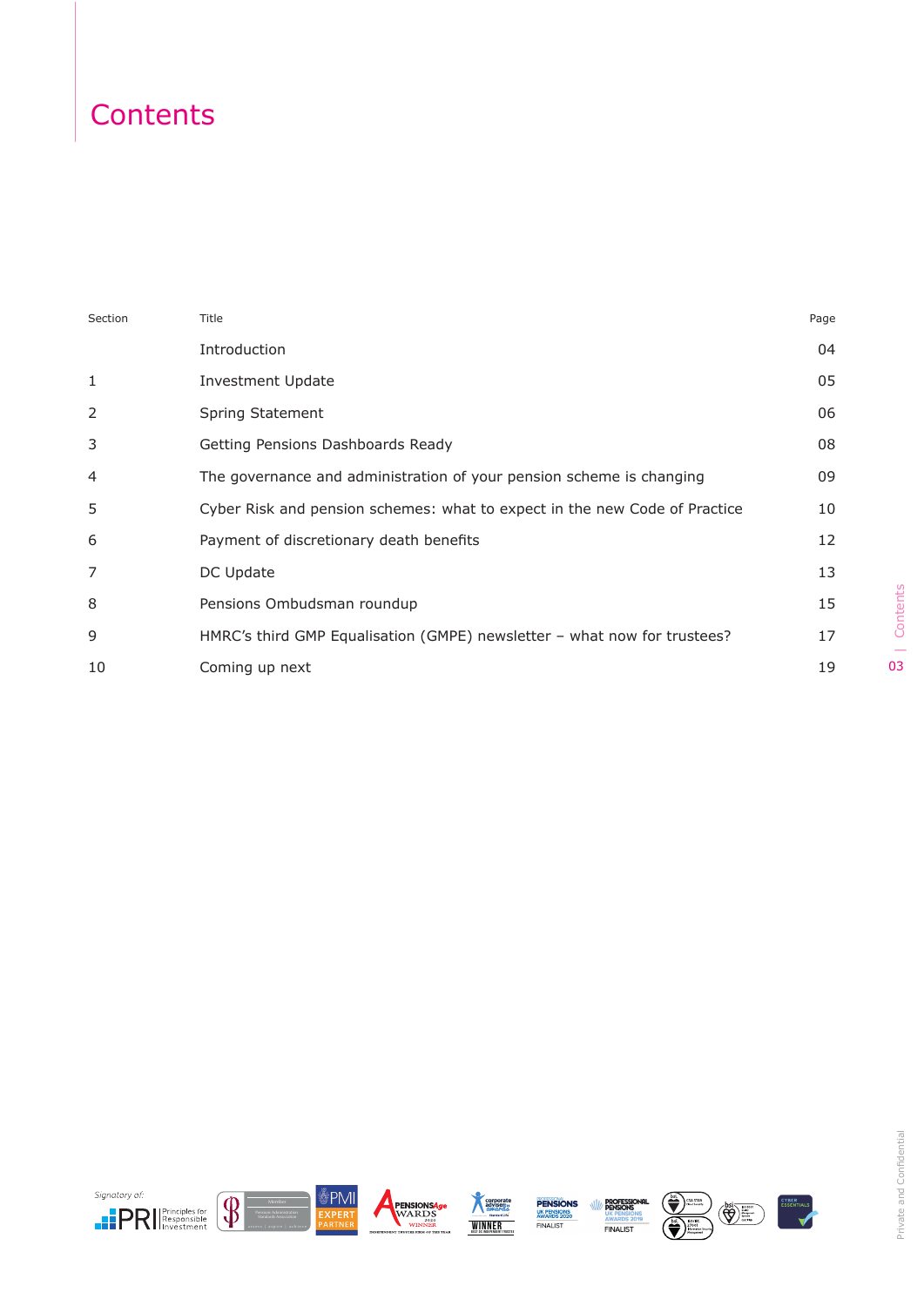# Contents

| Section | Title | Page |
|---|---|---|
| | Introduction | 04 |
| 1 | Investment Update | 05 |
| 2 | Spring Statement | 06 |
| 3 | Getting Pensions Dashboards Ready | 08 |
| 4 | The governance and administration of your pension scheme is changing | 09 |
| 5 | Cyber Risk and pension schemes: what to expect in the new Code of Practice | 10 |
| 6 | Payment of discretionary death benefits | 12 |
| 7 | DC Update | 13 |
| 8 | Pensions Ombudsman roundup | 15 |
| 9 | HMRC's third GMP Equalisation (GMPE) newsletter – what now for trustees? | 17 |
| 10 | Coming up next | 19 |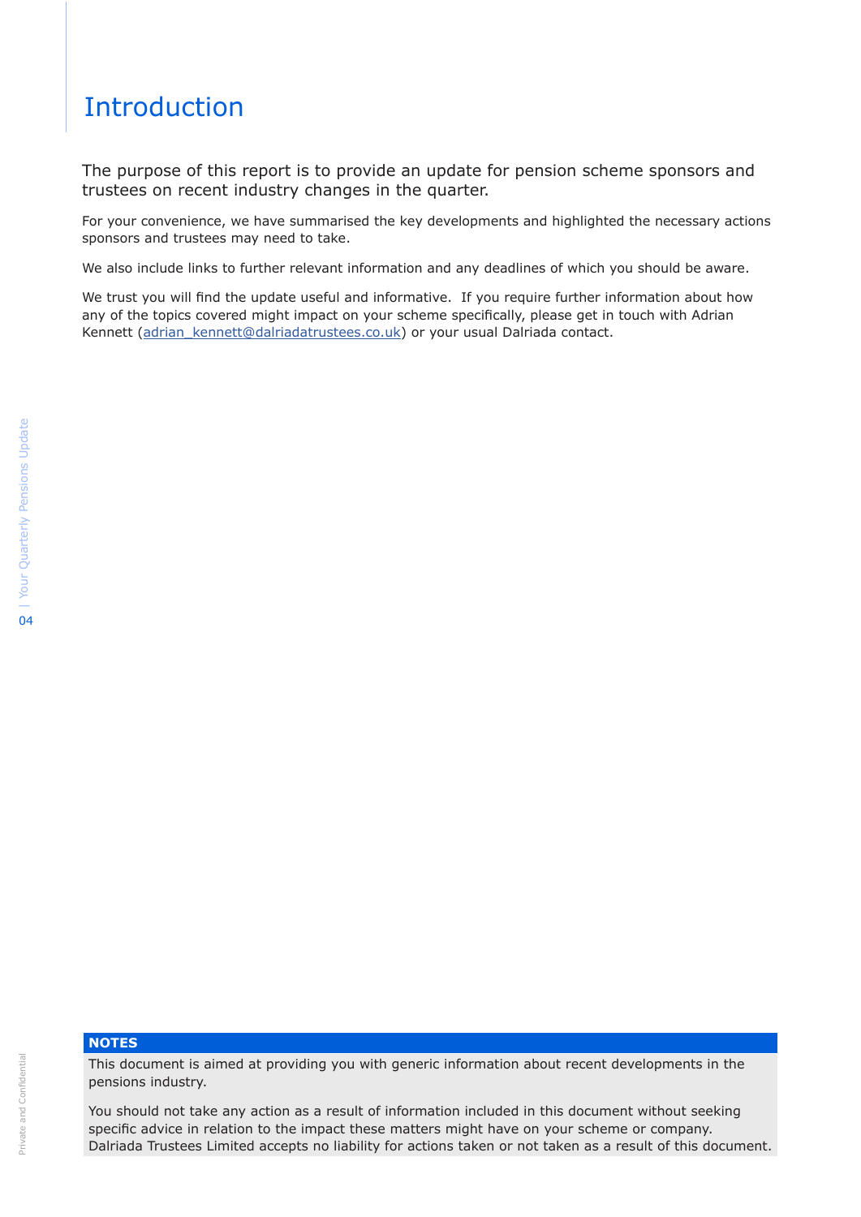# Introduction

The purpose of this report is to provide an update for pension scheme sponsors and trustees on recent industry changes in the quarter.

For your convenience, we have summarised the key developments and highlighted the necessary actions sponsors and trustees may need to take.

We also include links to further relevant information and any deadlines of which you should be aware.

We trust you will find the update useful and informative. If you require further information about how any of the topics covered might impact on your scheme specifically, please get in touch with Adrian Kennett (adrian_kennett@dalriadatrustees.co.uk) or your usual Dalriada contact.

**NOTES**

This document is aimed at providing you with generic information about recent developments in the pensions industry.

You should not take any action as a result of information included in this document without seeking specific advice in relation to the impact these matters might have on your scheme or company. Dalriada Trustees Limited accepts no liability for actions taken or not taken as a result of this document.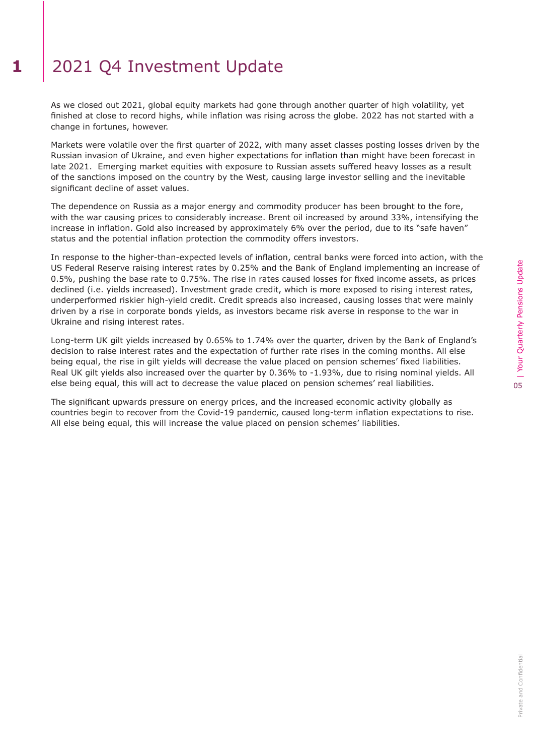# 1 2021 Q4 Investment Update

As we closed out 2021, global equity markets had gone through another quarter of high volatility, yet finished at close to record highs, while inflation was rising across the globe. 2022 has not started with a change in fortunes, however.

Markets were volatile over the first quarter of 2022, with many asset classes posting losses driven by the Russian invasion of Ukraine, and even higher expectations for inflation than might have been forecast in late 2021. Emerging market equities with exposure to Russian assets suffered heavy losses as a result of the sanctions imposed on the country by the West, causing large investor selling and the inevitable significant decline of asset values.

The dependence on Russia as a major energy and commodity producer has been brought to the fore, with the war causing prices to considerably increase. Brent oil increased by around 33%, intensifying the increase in inflation. Gold also increased by approximately 6% over the period, due to its "safe haven" status and the potential inflation protection the commodity offers investors.

In response to the higher-than-expected levels of inflation, central banks were forced into action, with the US Federal Reserve raising interest rates by 0.25% and the Bank of England implementing an increase of 0.5%, pushing the base rate to 0.75%. The rise in rates caused losses for fixed income assets, as prices declined (i.e. yields increased). Investment grade credit, which is more exposed to rising interest rates, underperformed riskier high-yield credit. Credit spreads also increased, causing losses that were mainly driven by a rise in corporate bonds yields, as investors became risk averse in response to the war in Ukraine and rising interest rates.

Long-term UK gilt yields increased by 0.65% to 1.74% over the quarter, driven by the Bank of England's decision to raise interest rates and the expectation of further rate rises in the coming months. All else being equal, the rise in gilt yields will decrease the value placed on pension schemes' fixed liabilities. Real UK gilt yields also increased over the quarter by 0.36% to -1.93%, due to rising nominal yields. All else being equal, this will act to decrease the value placed on pension schemes' real liabilities.

The significant upwards pressure on energy prices, and the increased economic activity globally as countries begin to recover from the Covid-19 pandemic, caused long-term inflation expectations to rise. All else being equal, this will increase the value placed on pension schemes' liabilities.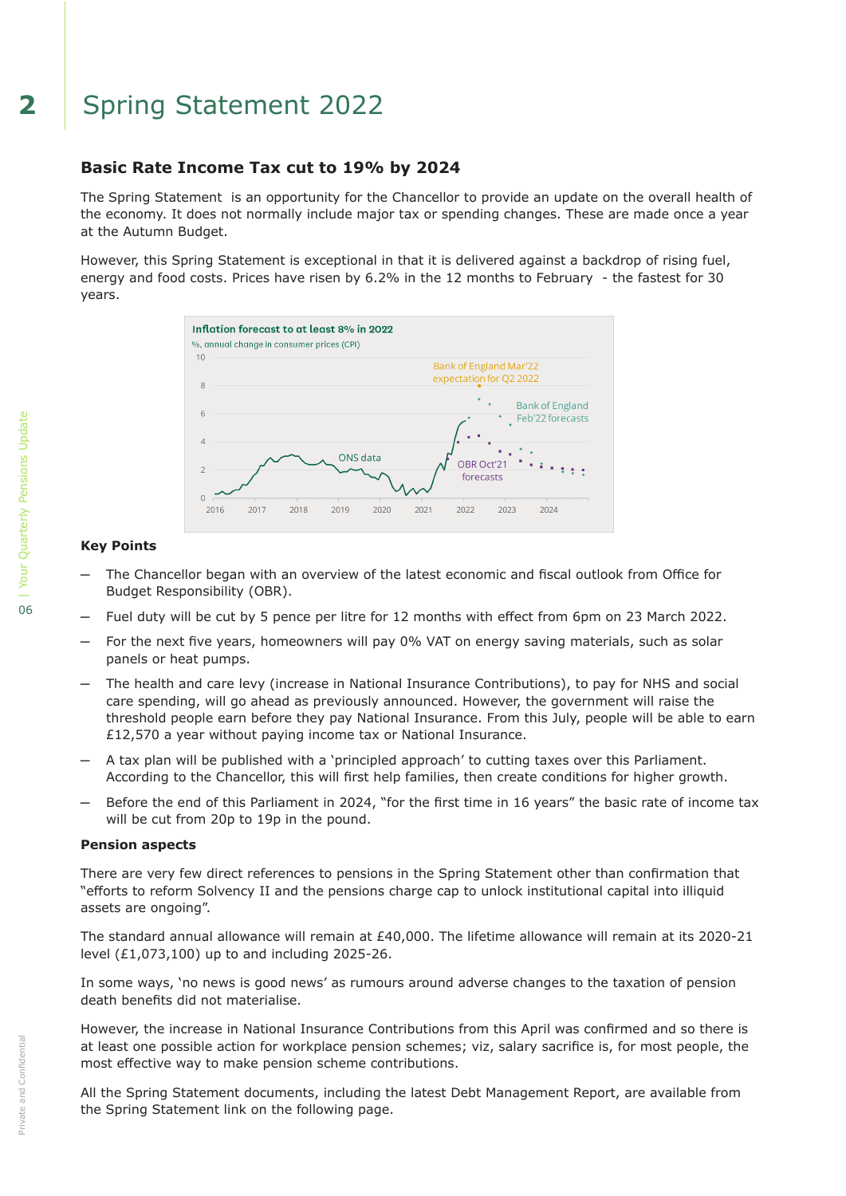# 2 Spring Statement 2022

## Basic Rate Income Tax cut to 19% by 2024

The Spring Statement is an opportunity for the Chancellor to provide an update on the overall health of the economy. It does not normally include major tax or spending changes. These are made once a year at the Autumn Budget.

However, this Spring Statement is exceptional in that it is delivered against a backdrop of rising fuel, energy and food costs. Prices have risen by 6.2% in the 12 months to February - the fastest for 30 years.

**Inflation forecast to at least 8% in 2022**

%, annual change in consumer prices (CPI)

### Key Points

- The Chancellor began with an overview of the latest economic and fiscal outlook from Office for Budget Responsibility (OBR).
- Fuel duty will be cut by 5 pence per litre for 12 months with effect from 6pm on 23 March 2022.
- For the next five years, homeowners will pay 0% VAT on energy saving materials, such as solar panels or heat pumps.
- The health and care levy (increase in National Insurance Contributions), to pay for NHS and social care spending, will go ahead as previously announced. However, the government will raise the threshold people earn before they pay National Insurance. From this July, people will be able to earn £12,570 a year without paying income tax or National Insurance.
- A tax plan will be published with a 'principled approach' to cutting taxes over this Parliament. According to the Chancellor, this will first help families, then create conditions for higher growth.
- Before the end of this Parliament in 2024, "for the first time in 16 years" the basic rate of income tax will be cut from 20p to 19p in the pound.

### Pension aspects

There are very few direct references to pensions in the Spring Statement other than confirmation that "efforts to reform Solvency II and the pensions charge cap to unlock institutional capital into illiquid assets are ongoing".

The standard annual allowance will remain at £40,000. The lifetime allowance will remain at its 2020-21 level (£1,073,100) up to and including 2025-26.

In some ways, 'no news is good news' as rumours around adverse changes to the taxation of pension death benefits did not materialise.

However, the increase in National Insurance Contributions from this April was confirmed and so there is at least one possible action for workplace pension schemes; viz, salary sacrifice is, for most people, the most effective way to make pension scheme contributions.

All the Spring Statement documents, including the latest Debt Management Report, are available from the Spring Statement link on the following page.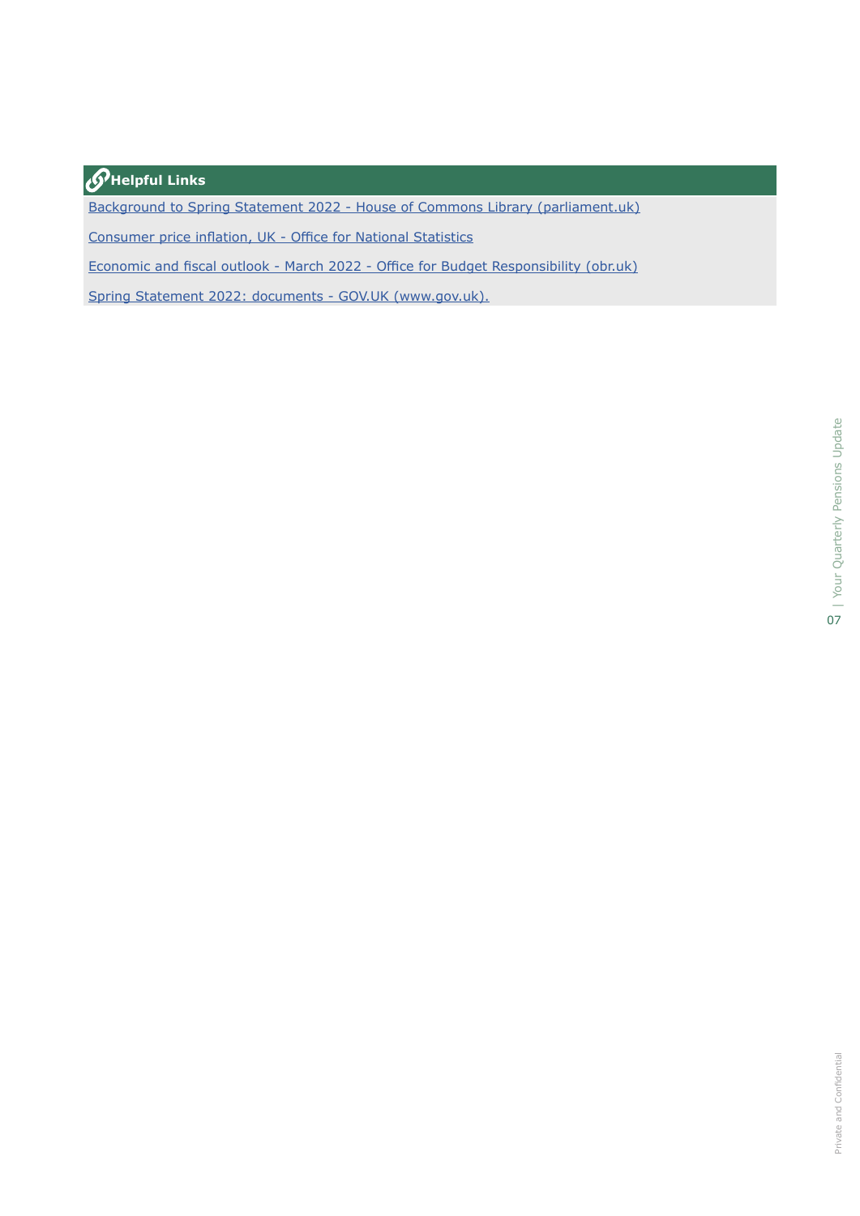### Helpful Links

Background to Spring Statement 2022 - House of Commons Library (parliament.uk)

Consumer price inflation, UK - Office for National Statistics

Economic and fiscal outlook - March 2022 - Office for Budget Responsibility (obr.uk)

Spring Statement 2022: documents - GOV.UK (www.gov.uk).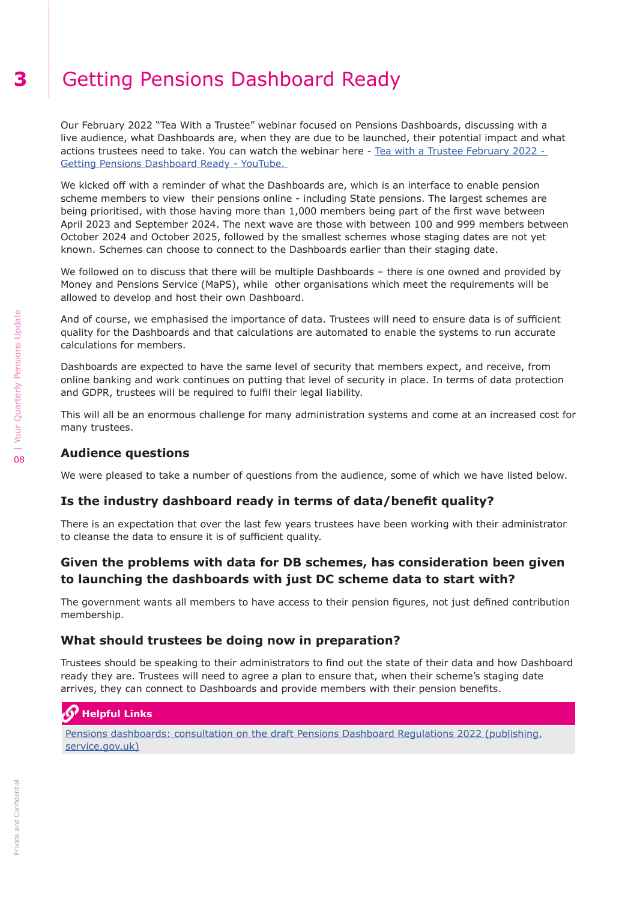# 3 Getting Pensions Dashboard Ready

Our February 2022 "Tea With a Trustee" webinar focused on Pensions Dashboards, discussing with a live audience, what Dashboards are, when they are due to be launched, their potential impact and what actions trustees need to take. You can watch the webinar here - [Tea with a Trustee February 2022 - Getting Pensions Dashboard Ready - YouTube.](#)

We kicked off with a reminder of what the Dashboards are, which is an interface to enable pension scheme members to view their pensions online - including State pensions. The largest schemes are being prioritised, with those having more than 1,000 members being part of the first wave between April 2023 and September 2024. The next wave are those with between 100 and 999 members between October 2024 and October 2025, followed by the smallest schemes whose staging dates are not yet known. Schemes can choose to connect to the Dashboards earlier than their staging date.

We followed on to discuss that there will be multiple Dashboards – there is one owned and provided by Money and Pensions Service (MaPS), while other organisations which meet the requirements will be allowed to develop and host their own Dashboard.

And of course, we emphasised the importance of data. Trustees will need to ensure data is of sufficient quality for the Dashboards and that calculations are automated to enable the systems to run accurate calculations for members.

Dashboards are expected to have the same level of security that members expect, and receive, from online banking and work continues on putting that level of security in place. In terms of data protection and GDPR, trustees will be required to fulfil their legal liability.

This will all be an enormous challenge for many administration systems and come at an increased cost for many trustees.

### Audience questions

We were pleased to take a number of questions from the audience, some of which we have listed below.

### Is the industry dashboard ready in terms of data/benefit quality?

There is an expectation that over the last few years trustees have been working with their administrator to cleanse the data to ensure it is of sufficient quality.

### Given the problems with data for DB schemes, has consideration been given to launching the dashboards with just DC scheme data to start with?

The government wants all members to have access to their pension figures, not just defined contribution membership.

### What should trustees be doing now in preparation?

Trustees should be speaking to their administrators to find out the state of their data and how Dashboard ready they are. Trustees will need to agree a plan to ensure that, when their scheme's staging date arrives, they can connect to Dashboards and provide members with their pension benefits.

**Helpful Links**

[Pensions dashboards: consultation on the draft Pensions Dashboard Regulations 2022 (publishing.service.gov.uk)](#)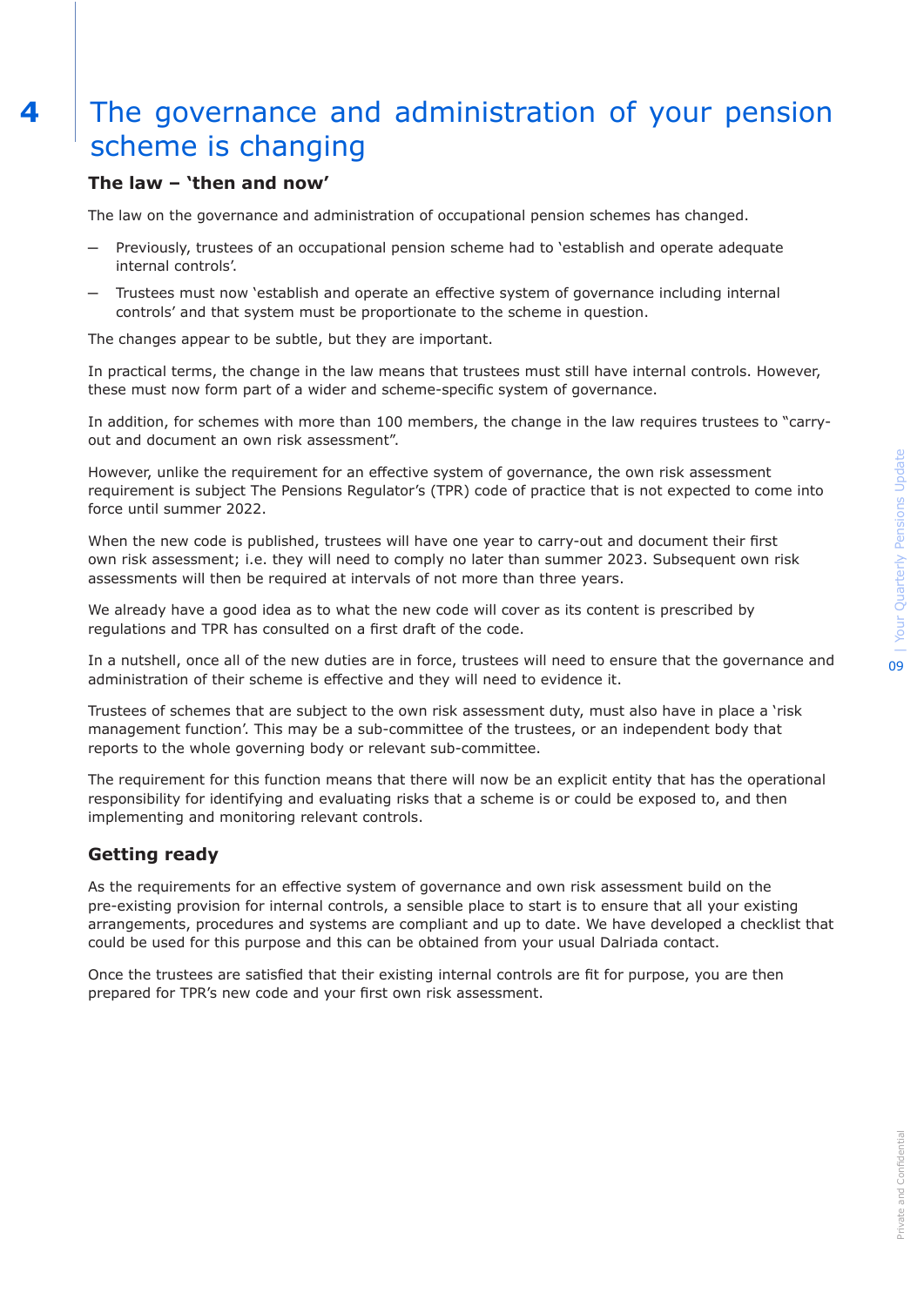# 4 The governance and administration of your pension scheme is changing

**The law – 'then and now'**

The law on the governance and administration of occupational pension schemes has changed.

- Previously, trustees of an occupational pension scheme had to 'establish and operate adequate internal controls'.
- Trustees must now 'establish and operate an effective system of governance including internal controls' and that system must be proportionate to the scheme in question.

The changes appear to be subtle, but they are important.

In practical terms, the change in the law means that trustees must still have internal controls. However, these must now form part of a wider and scheme-specific system of governance.

In addition, for schemes with more than 100 members, the change in the law requires trustees to "carry-out and document an own risk assessment".

However, unlike the requirement for an effective system of governance, the own risk assessment requirement is subject The Pensions Regulator's (TPR) code of practice that is not expected to come into force until summer 2022.

When the new code is published, trustees will have one year to carry-out and document their first own risk assessment; i.e. they will need to comply no later than summer 2023. Subsequent own risk assessments will then be required at intervals of not more than three years.

We already have a good idea as to what the new code will cover as its content is prescribed by regulations and TPR has consulted on a first draft of the code.

In a nutshell, once all of the new duties are in force, trustees will need to ensure that the governance and administration of their scheme is effective and they will need to evidence it.

Trustees of schemes that are subject to the own risk assessment duty, must also have in place a 'risk management function'. This may be a sub-committee of the trustees, or an independent body that reports to the whole governing body or relevant sub-committee.

The requirement for this function means that there will now be an explicit entity that has the operational responsibility for identifying and evaluating risks that a scheme is or could be exposed to, and then implementing and monitoring relevant controls.

## Getting ready

As the requirements for an effective system of governance and own risk assessment build on the pre-existing provision for internal controls, a sensible place to start is to ensure that all your existing arrangements, procedures and systems are compliant and up to date. We have developed a checklist that could be used for this purpose and this can be obtained from your usual Dalriada contact.

Once the trustees are satisfied that their existing internal controls are fit for purpose, you are then prepared for TPR's new code and your first own risk assessment.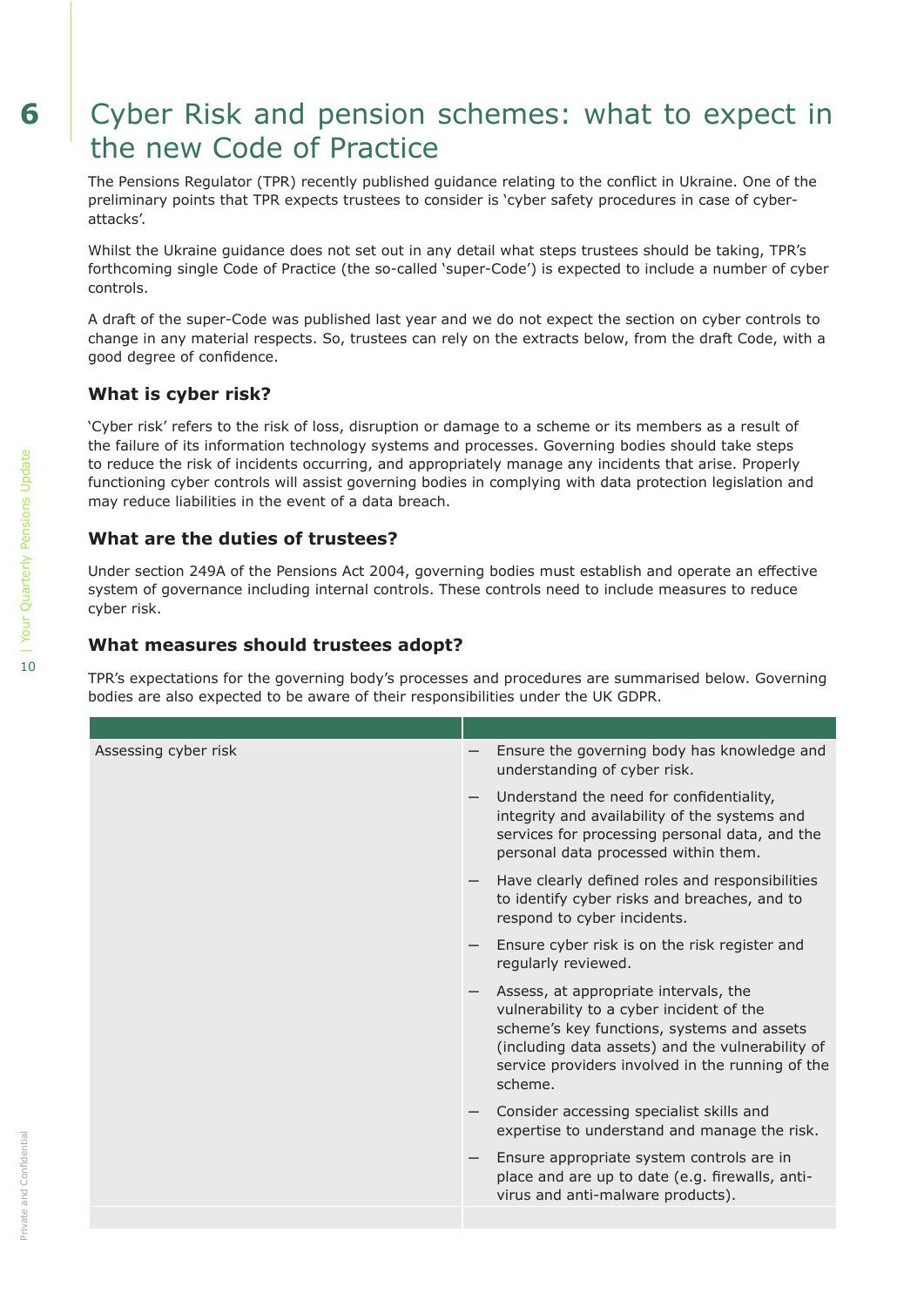# 6 Cyber Risk and pension schemes: what to expect in the new Code of Practice

The Pensions Regulator (TPR) recently published guidance relating to the conflict in Ukraine. One of the preliminary points that TPR expects trustees to consider is 'cyber safety procedures in case of cyber-attacks'.

Whilst the Ukraine guidance does not set out in any detail what steps trustees should be taking, TPR's forthcoming single Code of Practice (the so-called 'super-Code') is expected to include a number of cyber controls.

A draft of the super-Code was published last year and we do not expect the section on cyber controls to change in any material respects. So, trustees can rely on the extracts below, from the draft Code, with a good degree of confidence.

### What is cyber risk?

'Cyber risk' refers to the risk of loss, disruption or damage to a scheme or its members as a result of the failure of its information technology systems and processes. Governing bodies should take steps to reduce the risk of incidents occurring, and appropriately manage any incidents that arise. Properly functioning cyber controls will assist governing bodies in complying with data protection legislation and may reduce liabilities in the event of a data breach.

### What are the duties of trustees?

Under section 249A of the Pensions Act 2004, governing bodies must establish and operate an effective system of governance including internal controls. These controls need to include measures to reduce cyber risk.

### What measures should trustees adopt?

TPR's expectations for the governing body's processes and procedures are summarised below. Governing bodies are also expected to be aware of their responsibilities under the UK GDPR.

| | |
|---|---|
| Assessing cyber risk | — Ensure the governing body has knowledge and understanding of cyber risk.<br>— Understand the need for confidentiality, integrity and availability of the systems and services for processing personal data, and the personal data processed within them.<br>— Have clearly defined roles and responsibilities to identify cyber risks and breaches, and to respond to cyber incidents.<br>— Ensure cyber risk is on the risk register and regularly reviewed.<br>— Assess, at appropriate intervals, the vulnerability to a cyber incident of the scheme's key functions, systems and assets (including data assets) and the vulnerability of service providers involved in the running of the scheme.<br>— Consider accessing specialist skills and expertise to understand and manage the risk.<br>— Ensure appropriate system controls are in place and are up to date (e.g. firewalls, anti-virus and anti-malware products). |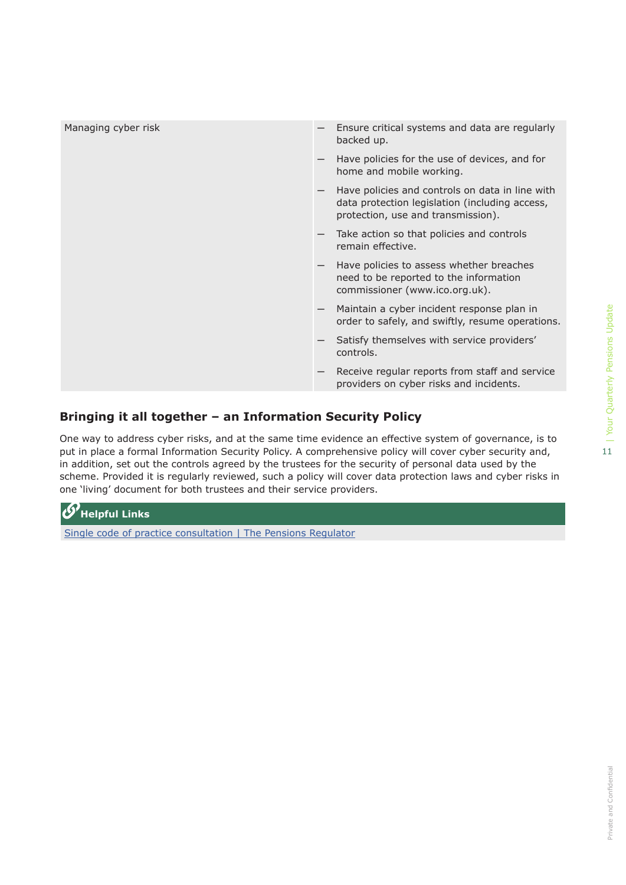| | |
|---|---|
| Managing cyber risk | — Ensure critical systems and data are regularly backed up.<br>— Have policies for the use of devices, and for home and mobile working.<br>— Have policies and controls on data in line with data protection legislation (including access, protection, use and transmission).<br>— Take action so that policies and controls remain effective.<br>— Have policies to assess whether breaches need to be reported to the information commissioner (www.ico.org.uk).<br>— Maintain a cyber incident response plan in order to safely, and swiftly, resume operations.<br>— Satisfy themselves with service providers' controls.<br>— Receive regular reports from staff and service providers on cyber risks and incidents. |

## Bringing it all together – an Information Security Policy

One way to address cyber risks, and at the same time evidence an effective system of governance, is to put in place a formal Information Security Policy. A comprehensive policy will cover cyber security and, in addition, set out the controls agreed by the trustees for the security of personal data used by the scheme. Provided it is regularly reviewed, such a policy will cover data protection laws and cyber risks in one 'living' document for both trustees and their service providers.

**Helpful Links**

Single code of practice consultation | The Pensions Regulator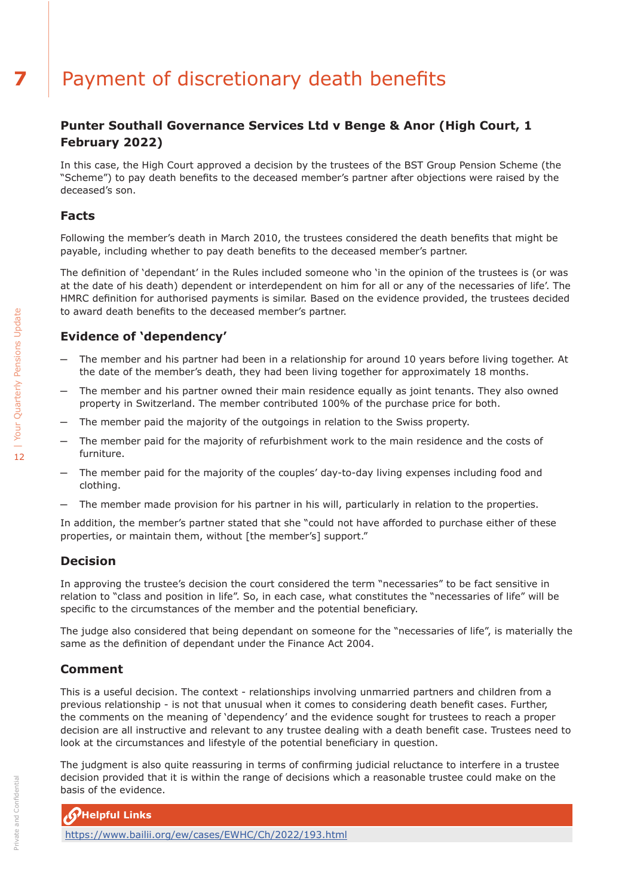# 7 Payment of discretionary death benefits

## Punter Southall Governance Services Ltd v Benge & Anor (High Court, 1 February 2022)

In this case, the High Court approved a decision by the trustees of the BST Group Pension Scheme (the "Scheme") to pay death benefits to the deceased member's partner after objections were raised by the deceased's son.

### Facts

Following the member's death in March 2010, the trustees considered the death benefits that might be payable, including whether to pay death benefits to the deceased member's partner.

The definition of 'dependant' in the Rules included someone who 'in the opinion of the trustees is (or was at the date of his death) dependent or interdependent on him for all or any of the necessaries of life'. The HMRC definition for authorised payments is similar. Based on the evidence provided, the trustees decided to award death benefits to the deceased member's partner.

### Evidence of 'dependency'

- The member and his partner had been in a relationship for around 10 years before living together. At the date of the member's death, they had been living together for approximately 18 months.
- The member and his partner owned their main residence equally as joint tenants. They also owned property in Switzerland. The member contributed 100% of the purchase price for both.
- The member paid the majority of the outgoings in relation to the Swiss property.
- The member paid for the majority of refurbishment work to the main residence and the costs of furniture.
- The member paid for the majority of the couples' day-to-day living expenses including food and clothing.
- The member made provision for his partner in his will, particularly in relation to the properties.

In addition, the member's partner stated that she "could not have afforded to purchase either of these properties, or maintain them, without [the member's] support."

### Decision

In approving the trustee's decision the court considered the term "necessaries" to be fact sensitive in relation to "class and position in life". So, in each case, what constitutes the "necessaries of life" will be specific to the circumstances of the member and the potential beneficiary.

The judge also considered that being dependant on someone for the "necessaries of life", is materially the same as the definition of dependant under the Finance Act 2004.

### Comment

This is a useful decision. The context - relationships involving unmarried partners and children from a previous relationship - is not that unusual when it comes to considering death benefit cases. Further, the comments on the meaning of 'dependency' and the evidence sought for trustees to reach a proper decision are all instructive and relevant to any trustee dealing with a death benefit case. Trustees need to look at the circumstances and lifestyle of the potential beneficiary in question.

The judgment is also quite reassuring in terms of confirming judicial reluctance to interfere in a trustee decision provided that it is within the range of decisions which a reasonable trustee could make on the basis of the evidence.

**Helpful Links**

https://www.bailii.org/ew/cases/EWHC/Ch/2022/193.html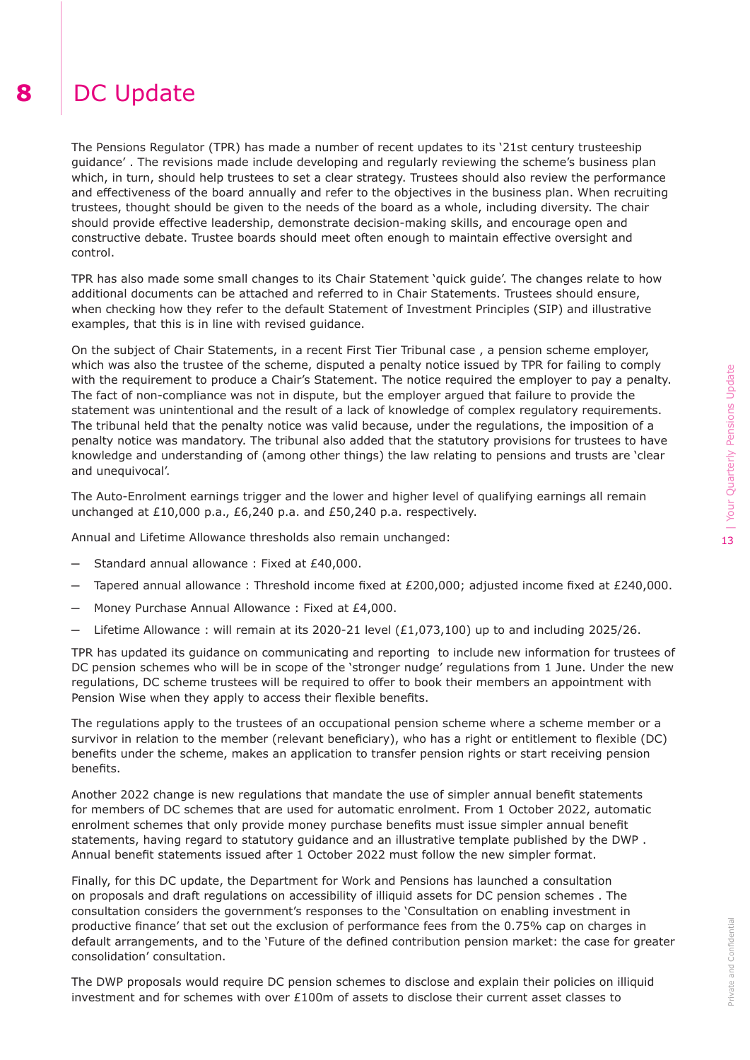# 8 DC Update

The Pensions Regulator (TPR) has made a number of recent updates to its '21st century trusteeship guidance' . The revisions made include developing and regularly reviewing the scheme's business plan which, in turn, should help trustees to set a clear strategy. Trustees should also review the performance and effectiveness of the board annually and refer to the objectives in the business plan. When recruiting trustees, thought should be given to the needs of the board as a whole, including diversity. The chair should provide effective leadership, demonstrate decision-making skills, and encourage open and constructive debate. Trustee boards should meet often enough to maintain effective oversight and control.

TPR has also made some small changes to its Chair Statement 'quick guide'. The changes relate to how additional documents can be attached and referred to in Chair Statements. Trustees should ensure, when checking how they refer to the default Statement of Investment Principles (SIP) and illustrative examples, that this is in line with revised guidance.

On the subject of Chair Statements, in a recent First Tier Tribunal case , a pension scheme employer, which was also the trustee of the scheme, disputed a penalty notice issued by TPR for failing to comply with the requirement to produce a Chair's Statement. The notice required the employer to pay a penalty. The fact of non-compliance was not in dispute, but the employer argued that failure to provide the statement was unintentional and the result of a lack of knowledge of complex regulatory requirements. The tribunal held that the penalty notice was valid because, under the regulations, the imposition of a penalty notice was mandatory. The tribunal also added that the statutory provisions for trustees to have knowledge and understanding of (among other things) the law relating to pensions and trusts are 'clear and unequivocal'.

The Auto-Enrolment earnings trigger and the lower and higher level of qualifying earnings all remain unchanged at £10,000 p.a., £6,240 p.a. and £50,240 p.a. respectively.

Annual and Lifetime Allowance thresholds also remain unchanged:

- Standard annual allowance : Fixed at £40,000.
- Tapered annual allowance : Threshold income fixed at £200,000; adjusted income fixed at £240,000.
- Money Purchase Annual Allowance : Fixed at £4,000.
- Lifetime Allowance : will remain at its 2020-21 level (£1,073,100) up to and including 2025/26.

TPR has updated its guidance on communicating and reporting  to include new information for trustees of DC pension schemes who will be in scope of the 'stronger nudge' regulations from 1 June. Under the new regulations, DC scheme trustees will be required to offer to book their members an appointment with Pension Wise when they apply to access their flexible benefits.

The regulations apply to the trustees of an occupational pension scheme where a scheme member or a survivor in relation to the member (relevant beneficiary), who has a right or entitlement to flexible (DC) benefits under the scheme, makes an application to transfer pension rights or start receiving pension benefits.

Another 2022 change is new regulations that mandate the use of simpler annual benefit statements for members of DC schemes that are used for automatic enrolment. From 1 October 2022, automatic enrolment schemes that only provide money purchase benefits must issue simpler annual benefit statements, having regard to statutory guidance and an illustrative template published by the DWP . Annual benefit statements issued after 1 October 2022 must follow the new simpler format.

Finally, for this DC update, the Department for Work and Pensions has launched a consultation on proposals and draft regulations on accessibility of illiquid assets for DC pension schemes . The consultation considers the government's responses to the 'Consultation on enabling investment in productive finance' that set out the exclusion of performance fees from the 0.75% cap on charges in default arrangements, and to the 'Future of the defined contribution pension market: the case for greater consolidation' consultation.

The DWP proposals would require DC pension schemes to disclose and explain their policies on illiquid investment and for schemes with over £100m of assets to disclose their current asset classes to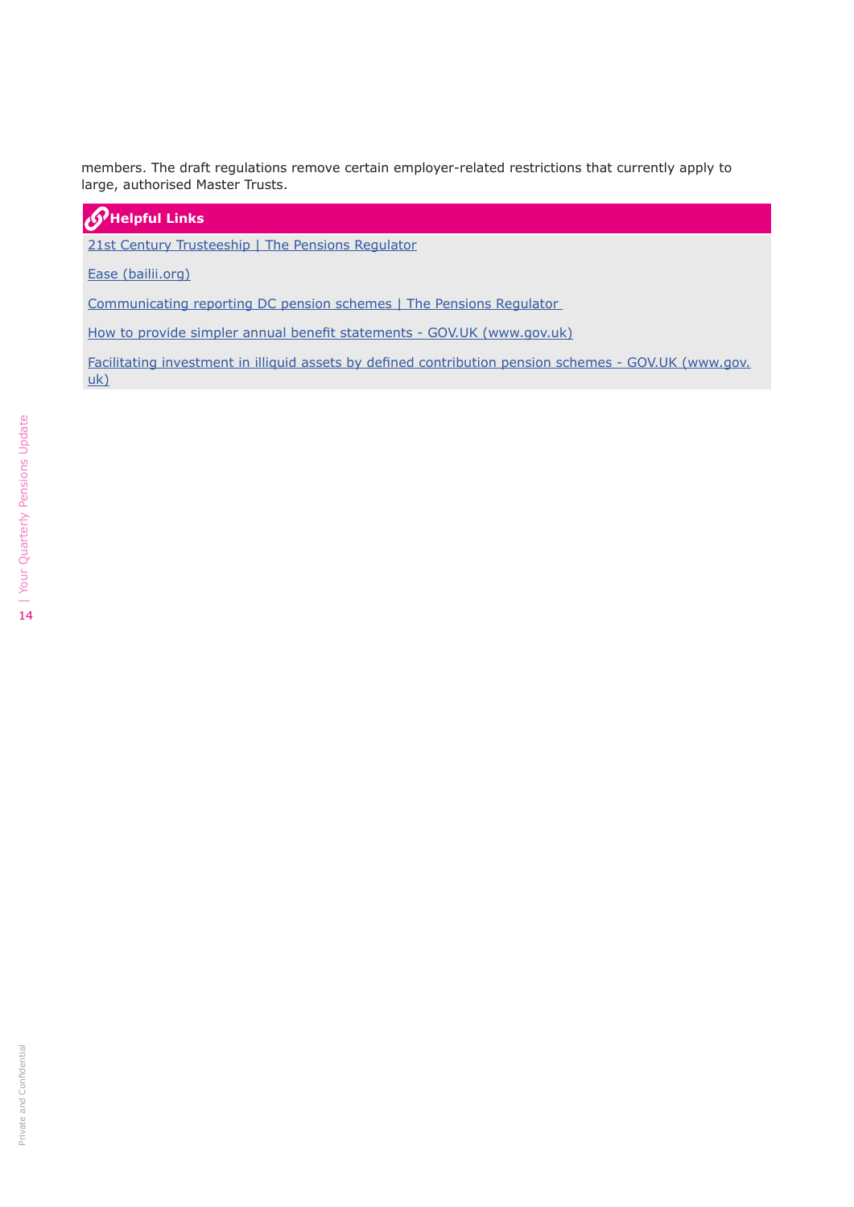members. The draft regulations remove certain employer-related restrictions that currently apply to large, authorised Master Trusts.

**Helpful Links**

21st Century Trusteeship | The Pensions Regulator

Ease (bailii.org)

Communicating reporting DC pension schemes | The Pensions Regulator

How to provide simpler annual benefit statements - GOV.UK (www.gov.uk)

Facilitating investment in illiquid assets by defined contribution pension schemes - GOV.UK (www.gov.uk)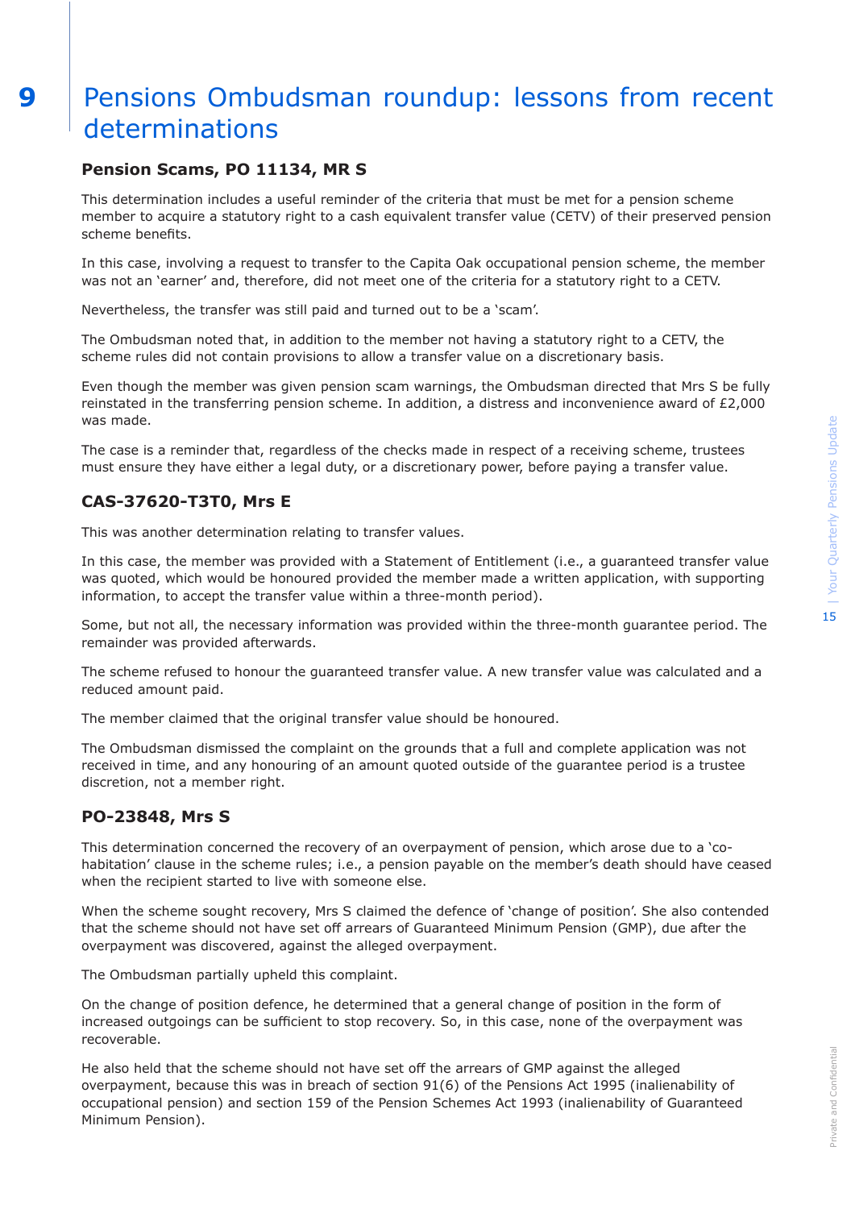# 9 Pensions Ombudsman roundup: lessons from recent determinations

### Pension Scams, PO 11134, MR S

This determination includes a useful reminder of the criteria that must be met for a pension scheme member to acquire a statutory right to a cash equivalent transfer value (CETV) of their preserved pension scheme benefits.

In this case, involving a request to transfer to the Capita Oak occupational pension scheme, the member was not an 'earner' and, therefore, did not meet one of the criteria for a statutory right to a CETV.

Nevertheless, the transfer was still paid and turned out to be a 'scam'.

The Ombudsman noted that, in addition to the member not having a statutory right to a CETV, the scheme rules did not contain provisions to allow a transfer value on a discretionary basis.

Even though the member was given pension scam warnings, the Ombudsman directed that Mrs S be fully reinstated in the transferring pension scheme. In addition, a distress and inconvenience award of £2,000 was made.

The case is a reminder that, regardless of the checks made in respect of a receiving scheme, trustees must ensure they have either a legal duty, or a discretionary power, before paying a transfer value.

### CAS-37620-T3T0, Mrs E

This was another determination relating to transfer values.

In this case, the member was provided with a Statement of Entitlement (i.e., a guaranteed transfer value was quoted, which would be honoured provided the member made a written application, with supporting information, to accept the transfer value within a three-month period).

Some, but not all, the necessary information was provided within the three-month guarantee period. The remainder was provided afterwards.

The scheme refused to honour the guaranteed transfer value. A new transfer value was calculated and a reduced amount paid.

The member claimed that the original transfer value should be honoured.

The Ombudsman dismissed the complaint on the grounds that a full and complete application was not received in time, and any honouring of an amount quoted outside of the guarantee period is a trustee discretion, not a member right.

### PO-23848, Mrs S

This determination concerned the recovery of an overpayment of pension, which arose due to a 'co-habitation' clause in the scheme rules; i.e., a pension payable on the member's death should have ceased when the recipient started to live with someone else.

When the scheme sought recovery, Mrs S claimed the defence of 'change of position'. She also contended that the scheme should not have set off arrears of Guaranteed Minimum Pension (GMP), due after the overpayment was discovered, against the alleged overpayment.

The Ombudsman partially upheld this complaint.

On the change of position defence, he determined that a general change of position in the form of increased outgoings can be sufficient to stop recovery. So, in this case, none of the overpayment was recoverable.

He also held that the scheme should not have set off the arrears of GMP against the alleged overpayment, because this was in breach of section 91(6) of the Pensions Act 1995 (inalienability of occupational pension) and section 159 of the Pension Schemes Act 1993 (inalienability of Guaranteed Minimum Pension).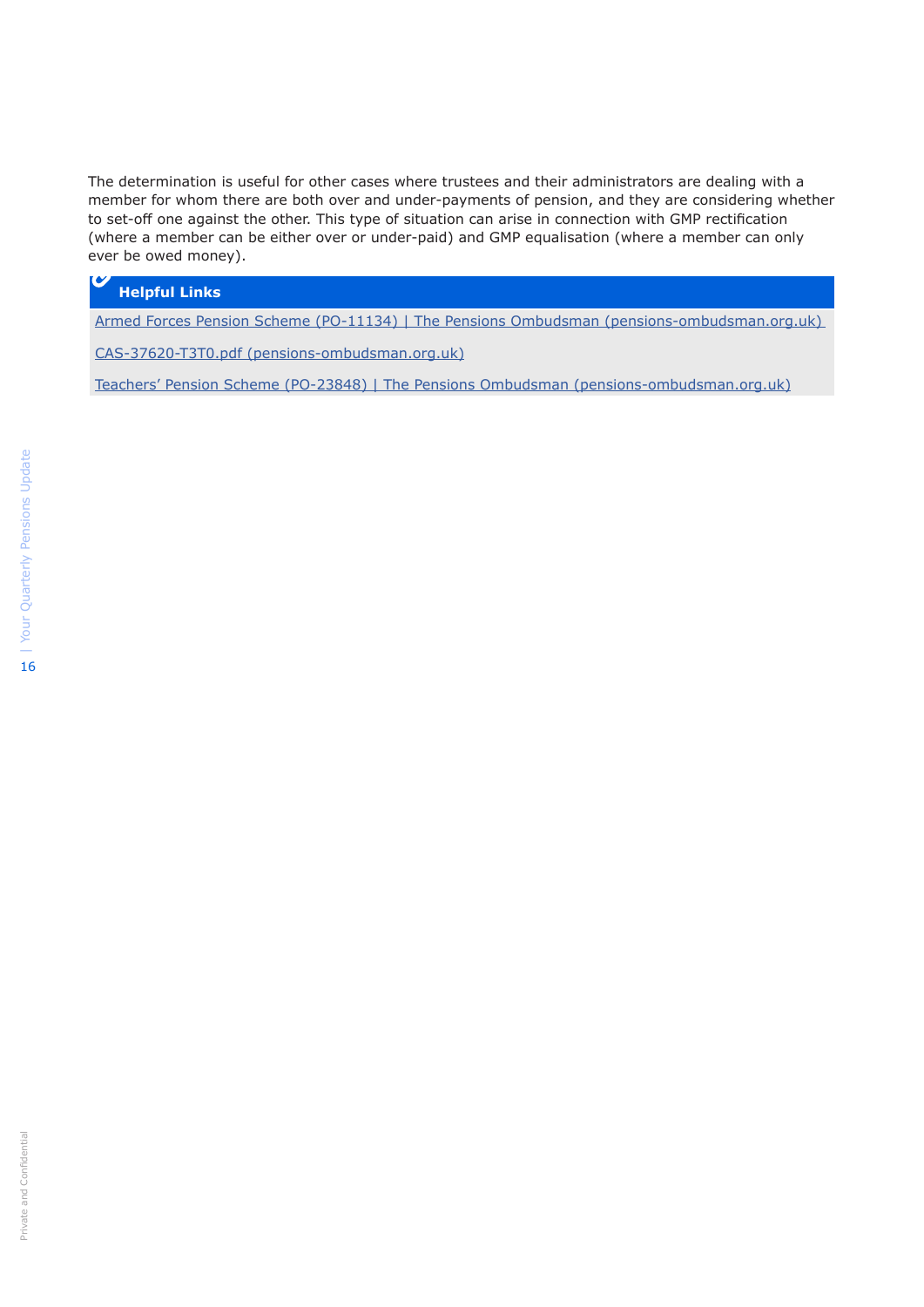The determination is useful for other cases where trustees and their administrators are dealing with a member for whom there are both over and under-payments of pension, and they are considering whether to set-off one against the other. This type of situation can arise in connection with GMP rectification (where a member can be either over or under-paid) and GMP equalisation (where a member can only ever be owed money).

**Helpful Links**

Armed Forces Pension Scheme (PO-11134) | The Pensions Ombudsman (pensions-ombudsman.org.uk)

CAS-37620-T3T0.pdf (pensions-ombudsman.org.uk)

Teachers' Pension Scheme (PO-23848) | The Pensions Ombudsman (pensions-ombudsman.org.uk)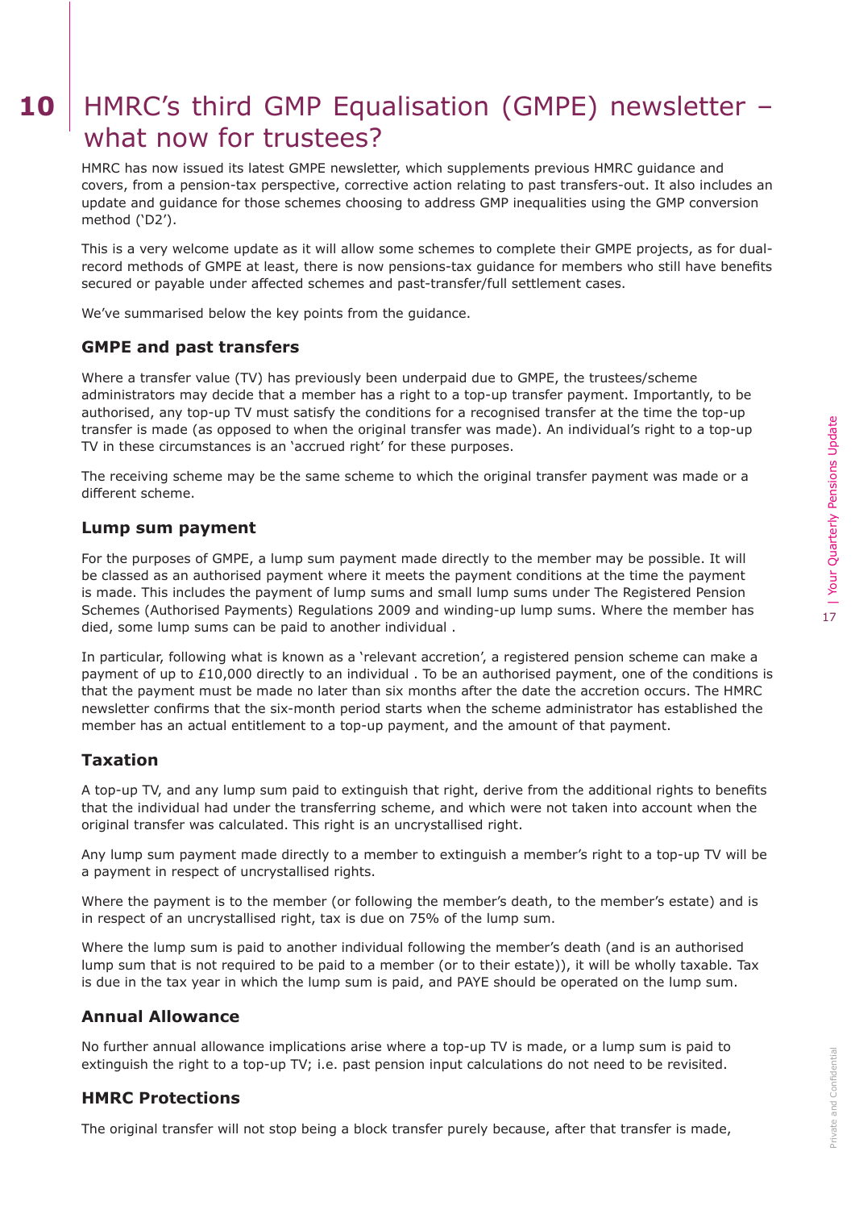# 10 HMRC's third GMP Equalisation (GMPE) newsletter – what now for trustees?

HMRC has now issued its latest GMPE newsletter, which supplements previous HMRC guidance and covers, from a pension-tax perspective, corrective action relating to past transfers-out. It also includes an update and guidance for those schemes choosing to address GMP inequalities using the GMP conversion method ('D2').

This is a very welcome update as it will allow some schemes to complete their GMPE projects, as for dual-record methods of GMPE at least, there is now pensions-tax guidance for members who still have benefits secured or payable under affected schemes and past-transfer/full settlement cases.

We've summarised below the key points from the guidance.

### GMPE and past transfers

Where a transfer value (TV) has previously been underpaid due to GMPE, the trustees/scheme administrators may decide that a member has a right to a top-up transfer payment. Importantly, to be authorised, any top-up TV must satisfy the conditions for a recognised transfer at the time the top-up transfer is made (as opposed to when the original transfer was made). An individual's right to a top-up TV in these circumstances is an 'accrued right' for these purposes.

The receiving scheme may be the same scheme to which the original transfer payment was made or a different scheme.

### Lump sum payment

For the purposes of GMPE, a lump sum payment made directly to the member may be possible. It will be classed as an authorised payment where it meets the payment conditions at the time the payment is made. This includes the payment of lump sums and small lump sums under The Registered Pension Schemes (Authorised Payments) Regulations 2009 and winding-up lump sums. Where the member has died, some lump sums can be paid to another individual .

In particular, following what is known as a 'relevant accretion', a registered pension scheme can make a payment of up to £10,000 directly to an individual . To be an authorised payment, one of the conditions is that the payment must be made no later than six months after the date the accretion occurs. The HMRC newsletter confirms that the six-month period starts when the scheme administrator has established the member has an actual entitlement to a top-up payment, and the amount of that payment.

### Taxation

A top-up TV, and any lump sum paid to extinguish that right, derive from the additional rights to benefits that the individual had under the transferring scheme, and which were not taken into account when the original transfer was calculated. This right is an uncrystallised right.

Any lump sum payment made directly to a member to extinguish a member's right to a top-up TV will be a payment in respect of uncrystallised rights.

Where the payment is to the member (or following the member's death, to the member's estate) and is in respect of an uncrystallised right, tax is due on 75% of the lump sum.

Where the lump sum is paid to another individual following the member's death (and is an authorised lump sum that is not required to be paid to a member (or to their estate)), it will be wholly taxable. Tax is due in the tax year in which the lump sum is paid, and PAYE should be operated on the lump sum.

### Annual Allowance

No further annual allowance implications arise where a top-up TV is made, or a lump sum is paid to extinguish the right to a top-up TV; i.e. past pension input calculations do not need to be revisited.

### HMRC Protections

The original transfer will not stop being a block transfer purely because, after that transfer is made,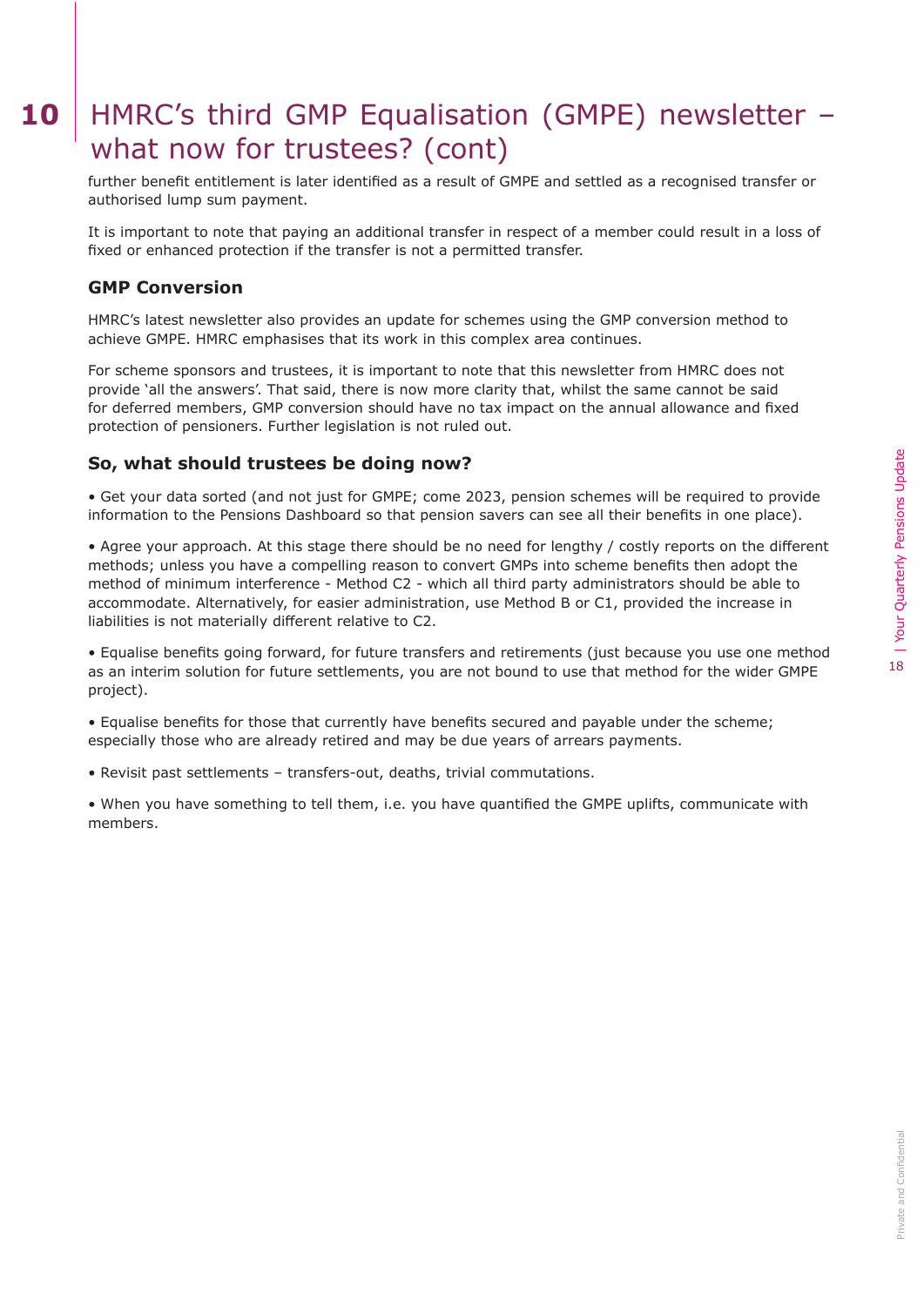# 10 HMRC's third GMP Equalisation (GMPE) newsletter – what now for trustees? (cont)

further benefit entitlement is later identified as a result of GMPE and settled as a recognised transfer or authorised lump sum payment.

It is important to note that paying an additional transfer in respect of a member could result in a loss of fixed or enhanced protection if the transfer is not a permitted transfer.

## GMP Conversion

HMRC's latest newsletter also provides an update for schemes using the GMP conversion method to achieve GMPE. HMRC emphasises that its work in this complex area continues.

For scheme sponsors and trustees, it is important to note that this newsletter from HMRC does not provide 'all the answers'. That said, there is now more clarity that, whilst the same cannot be said for deferred members, GMP conversion should have no tax impact on the annual allowance and fixed protection of pensioners. Further legislation is not ruled out.

## So, what should trustees be doing now?

- Get your data sorted (and not just for GMPE; come 2023, pension schemes will be required to provide information to the Pensions Dashboard so that pension savers can see all their benefits in one place).

- Agree your approach. At this stage there should be no need for lengthy / costly reports on the different methods; unless you have a compelling reason to convert GMPs into scheme benefits then adopt the method of minimum interference - Method C2 - which all third party administrators should be able to accommodate. Alternatively, for easier administration, use Method B or C1, provided the increase in liabilities is not materially different relative to C2.

- Equalise benefits going forward, for future transfers and retirements (just because you use one method as an interim solution for future settlements, you are not bound to use that method for the wider GMPE project).

- Equalise benefits for those that currently have benefits secured and payable under the scheme; especially those who are already retired and may be due years of arrears payments.

- Revisit past settlements – transfers-out, deaths, trivial commutations.

- When you have something to tell them, i.e. you have quantified the GMPE uplifts, communicate with members.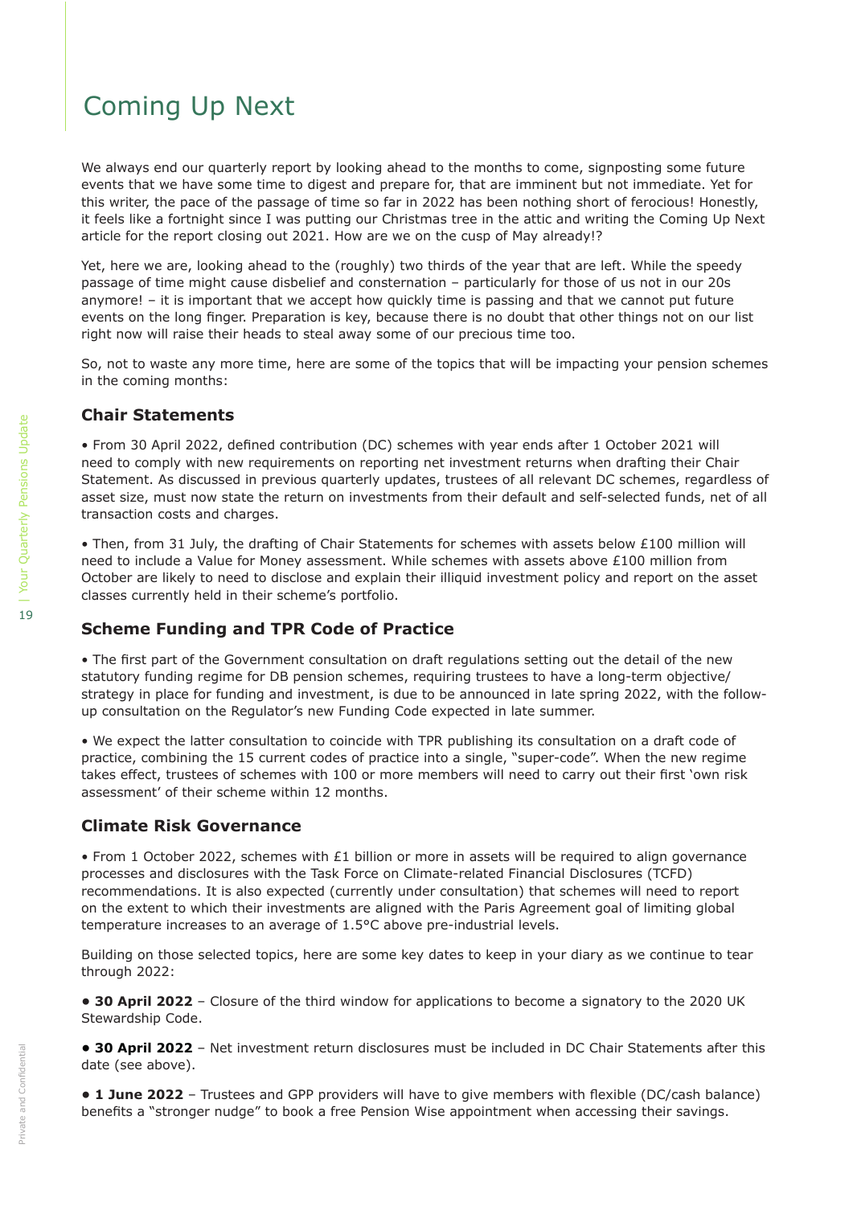# Coming Up Next

We always end our quarterly report by looking ahead to the months to come, signposting some future events that we have some time to digest and prepare for, that are imminent but not immediate. Yet for this writer, the pace of the passage of time so far in 2022 has been nothing short of ferocious! Honestly, it feels like a fortnight since I was putting our Christmas tree in the attic and writing the Coming Up Next article for the report closing out 2021. How are we on the cusp of May already!?

Yet, here we are, looking ahead to the (roughly) two thirds of the year that are left. While the speedy passage of time might cause disbelief and consternation – particularly for those of us not in our 20s anymore! – it is important that we accept how quickly time is passing and that we cannot put future events on the long finger. Preparation is key, because there is no doubt that other things not on our list right now will raise their heads to steal away some of our precious time too.

So, not to waste any more time, here are some of the topics that will be impacting your pension schemes in the coming months:

### Chair Statements

• From 30 April 2022, defined contribution (DC) schemes with year ends after 1 October 2021 will need to comply with new requirements on reporting net investment returns when drafting their Chair Statement. As discussed in previous quarterly updates, trustees of all relevant DC schemes, regardless of asset size, must now state the return on investments from their default and self-selected funds, net of all transaction costs and charges.

• Then, from 31 July, the drafting of Chair Statements for schemes with assets below £100 million will need to include a Value for Money assessment. While schemes with assets above £100 million from October are likely to need to disclose and explain their illiquid investment policy and report on the asset classes currently held in their scheme's portfolio.

### Scheme Funding and TPR Code of Practice

• The first part of the Government consultation on draft regulations setting out the detail of the new statutory funding regime for DB pension schemes, requiring trustees to have a long-term objective/strategy in place for funding and investment, is due to be announced in late spring 2022, with the follow-up consultation on the Regulator's new Funding Code expected in late summer.

• We expect the latter consultation to coincide with TPR publishing its consultation on a draft code of practice, combining the 15 current codes of practice into a single, "super-code". When the new regime takes effect, trustees of schemes with 100 or more members will need to carry out their first 'own risk assessment' of their scheme within 12 months.

### Climate Risk Governance

• From 1 October 2022, schemes with £1 billion or more in assets will be required to align governance processes and disclosures with the Task Force on Climate-related Financial Disclosures (TCFD) recommendations. It is also expected (currently under consultation) that schemes will need to report on the extent to which their investments are aligned with the Paris Agreement goal of limiting global temperature increases to an average of 1.5°C above pre-industrial levels.

Building on those selected topics, here are some key dates to keep in your diary as we continue to tear through 2022:

• **30 April 2022** – Closure of the third window for applications to become a signatory to the 2020 UK Stewardship Code.

• **30 April 2022** – Net investment return disclosures must be included in DC Chair Statements after this date (see above).

• **1 June 2022** – Trustees and GPP providers will have to give members with flexible (DC/cash balance) benefits a "stronger nudge" to book a free Pension Wise appointment when accessing their savings.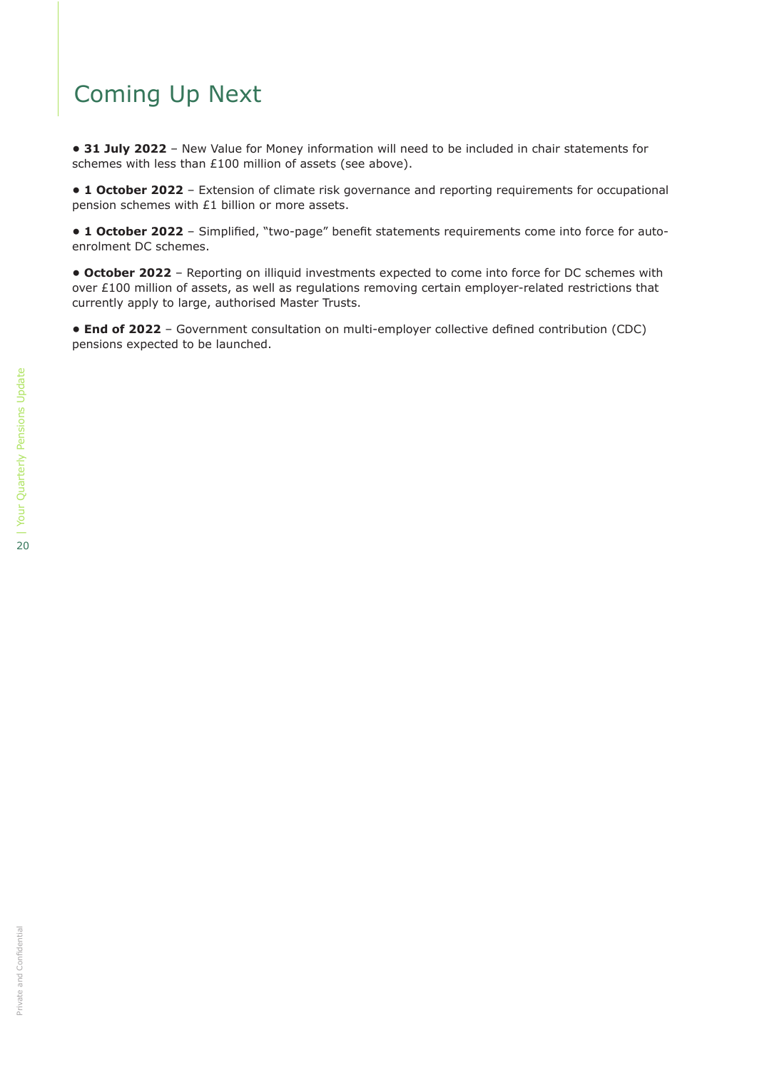# Coming Up Next

- **31 July 2022** – New Value for Money information will need to be included in chair statements for schemes with less than £100 million of assets (see above).
- **1 October 2022** – Extension of climate risk governance and reporting requirements for occupational pension schemes with £1 billion or more assets.
- **1 October 2022** – Simplified, "two-page" benefit statements requirements come into force for auto-enrolment DC schemes.
- **October 2022** – Reporting on illiquid investments expected to come into force for DC schemes with over £100 million of assets, as well as regulations removing certain employer-related restrictions that currently apply to large, authorised Master Trusts.
- **End of 2022** – Government consultation on multi-employer collective defined contribution (CDC) pensions expected to be launched.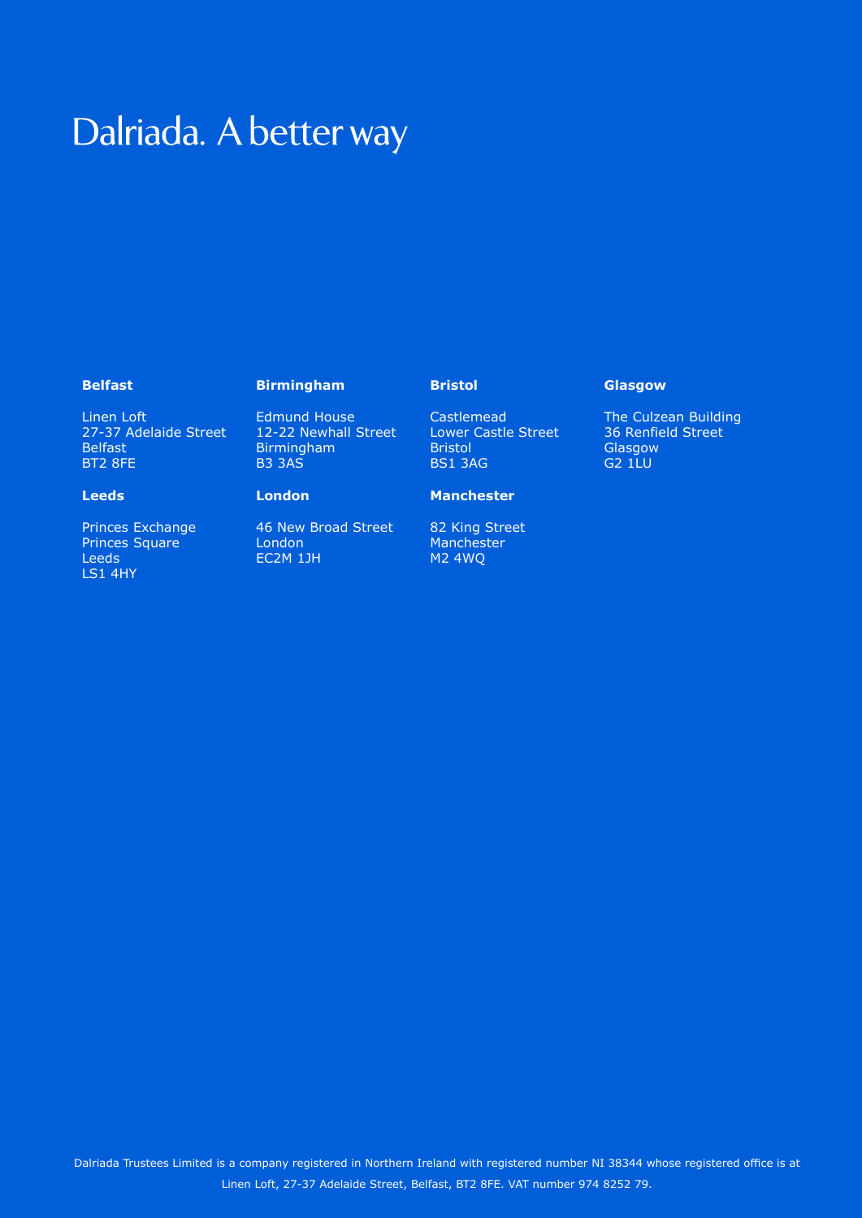# Dalriada. A better way

**Belfast**

Linen Loft
27-37 Adelaide Street
Belfast
BT2 8FE

**Birmingham**

Edmund House
12-22 Newhall Street
Birmingham
B3 3AS

**Bristol**

Castlemead
Lower Castle Street
Bristol
BS1 3AG

**Glasgow**

The Culzean Building
36 Renfield Street
Glasgow
G2 1LU

**Leeds**

Princes Exchange
Princes Square
Leeds
LS1 4HY

**London**

46 New Broad Street
London
EC2M 1JH

**Manchester**

82 King Street
Manchester
M2 4WQ

Dalriada Trustees Limited is a company registered in Northern Ireland with registered number NI 38344 whose registered office is at Linen Loft, 27-37 Adelaide Street, Belfast, BT2 8FE. VAT number 974 8252 79.